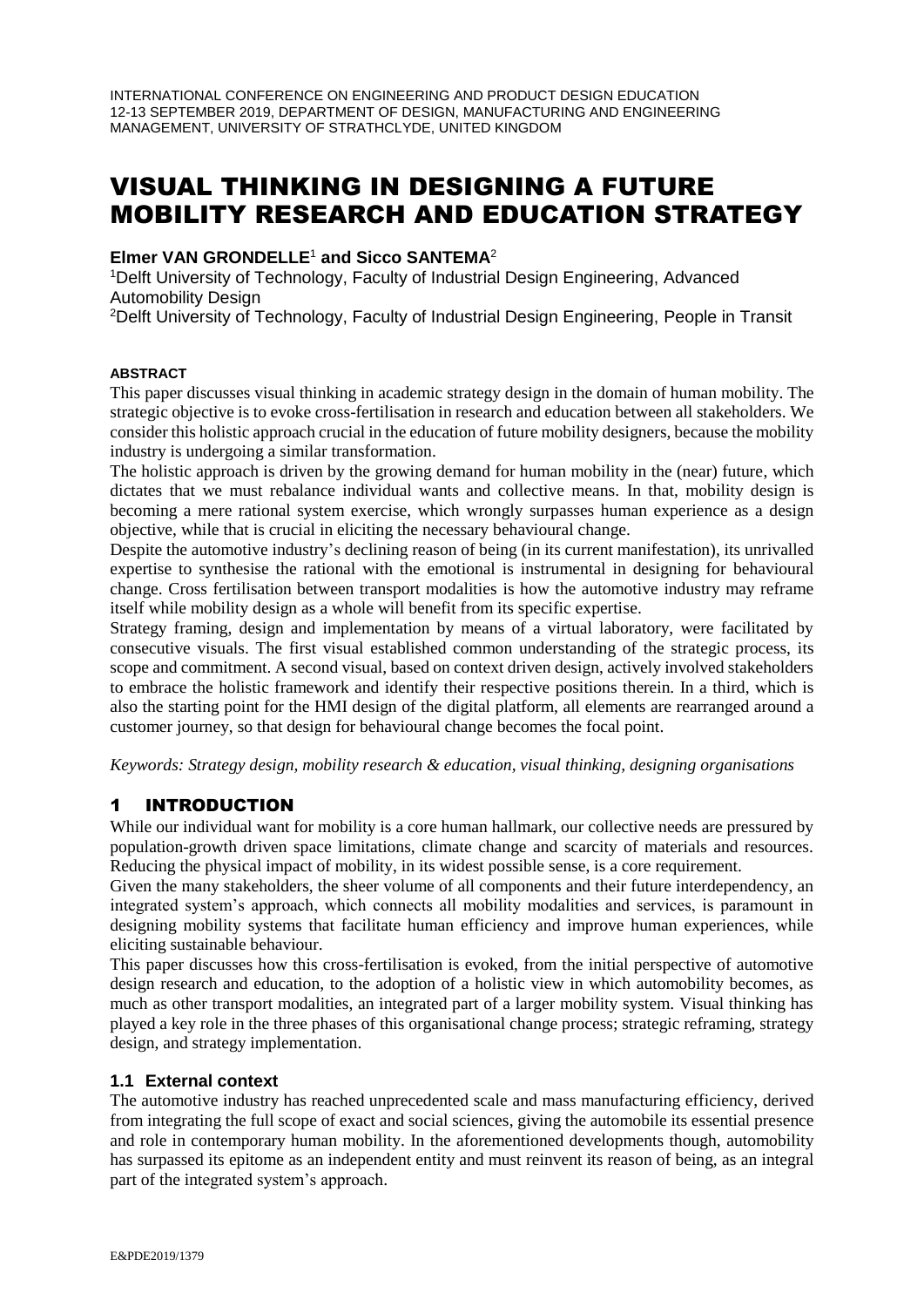# VISUAL THINKING IN DESIGNING A FUTURE MOBILITY RESEARCH AND EDUCATION STRATEGY

**Elmer VAN GRONDELLE**[1] **and Sicco SANTEMA**[2]

[1]Delft University of Technology, Faculty of Industrial Design Engineering, Advanced Automobility Design

[2]Delft University of Technology, Faculty of Industrial Design Engineering, People in Transit

#### ABSTRACT

This paper discusses visual thinking in academic strategy design in the domain of human mobility. The strategic objective is to evoke cross-fertilisation in research and education between all stakeholders. We consider this holistic approach crucial in the education of future mobility designers, because the mobility industry is undergoing a similar transformation.

The holistic approach is driven by the growing demand for human mobility in the (near) future, which dictates that we must rebalance individual wants and collective means. In that, mobility design is becoming a mere rational system exercise, which wrongly surpasses human experience as a design objective, while that is crucial in eliciting the necessary behavioural change.

Despite the automotive industry's declining reason of being (in its current manifestation), its unrivalled expertise to synthesise the rational with the emotional is instrumental in designing for behavioural change. Cross fertilisation between transport modalities is how the automotive industry may reframe itself while mobility design as a whole will benefit from its specific expertise.

Strategy framing, design and implementation by means of a virtual laboratory, were facilitated by consecutive visuals. The first visual established common understanding of the strategic process, its scope and commitment. A second visual, based on context driven design, actively involved stakeholders to embrace the holistic framework and identify their respective positions therein. In a third, which is also the starting point for the HMI design of the digital platform, all elements are rearranged around a customer journey, so that design for behavioural change becomes the focal point.

*Keywords: Strategy design, mobility research & education, visual thinking, designing organisations*

## 1 INTRODUCTION

While our individual want for mobility is a core human hallmark, our collective needs are pressured by population-growth driven space limitations, climate change and scarcity of materials and resources. Reducing the physical impact of mobility, in its widest possible sense, is a core requirement.

Given the many stakeholders, the sheer volume of all components and their future interdependency, an integrated system's approach, which connects all mobility modalities and services, is paramount in designing mobility systems that facilitate human efficiency and improve human experiences, while eliciting sustainable behaviour.

This paper discusses how this cross-fertilisation is evoked, from the initial perspective of automotive design research and education, to the adoption of a holistic view in which automobility becomes, as much as other transport modalities, an integrated part of a larger mobility system. Visual thinking has played a key role in the three phases of this organisational change process; strategic reframing, strategy design, and strategy implementation.

### 1.1 External context

The automotive industry has reached unprecedented scale and mass manufacturing efficiency, derived from integrating the full scope of exact and social sciences, giving the automobile its essential presence and role in contemporary human mobility. In the aforementioned developments though, automobility has surpassed its epitome as an independent entity and must reinvent its reason of being, as an integral part of the integrated system's approach.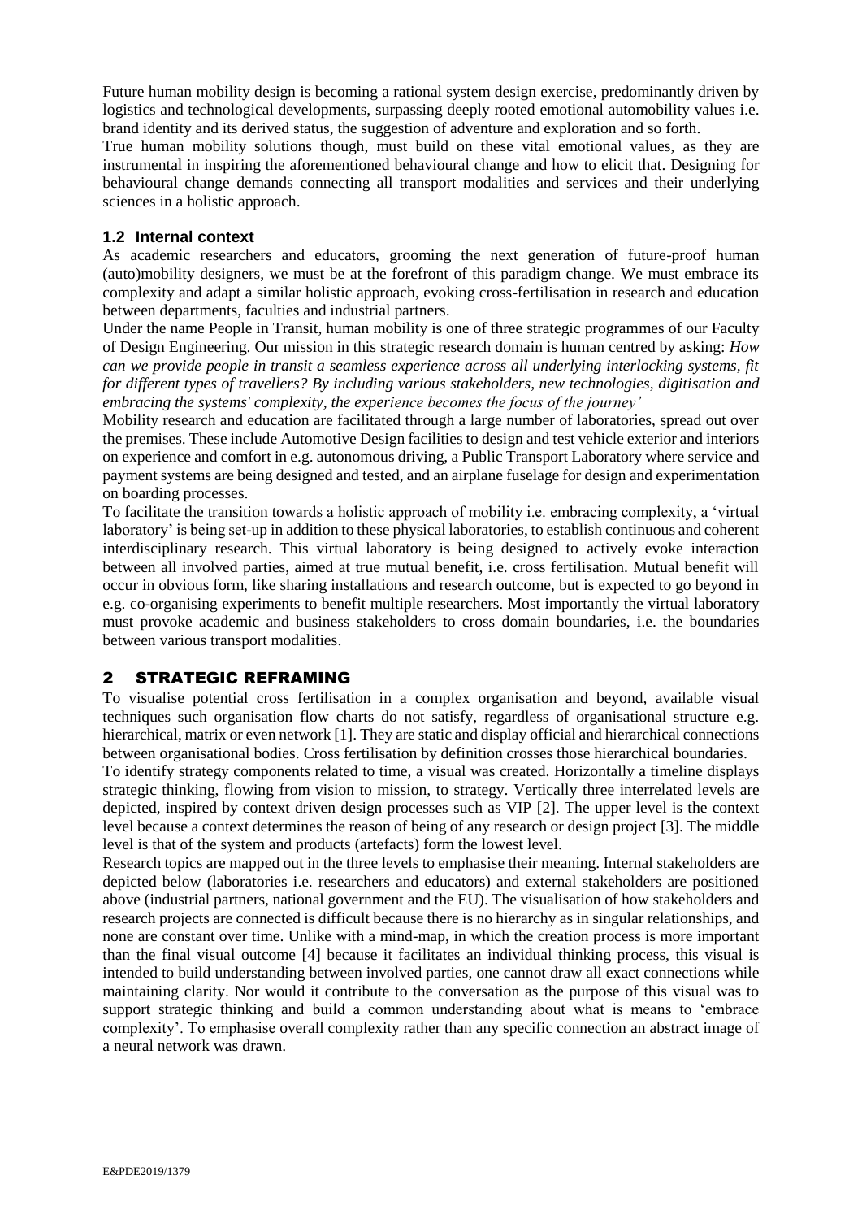Future human mobility design is becoming a rational system design exercise, predominantly driven by logistics and technological developments, surpassing deeply rooted emotional automobility values i.e. brand identity and its derived status, the suggestion of adventure and exploration and so forth.

True human mobility solutions though, must build on these vital emotional values, as they are instrumental in inspiring the aforementioned behavioural change and how to elicit that. Designing for behavioural change demands connecting all transport modalities and services and their underlying sciences in a holistic approach.

### 1.2 Internal context

As academic researchers and educators, grooming the next generation of future-proof human (auto)mobility designers, we must be at the forefront of this paradigm change. We must embrace its complexity and adapt a similar holistic approach, evoking cross-fertilisation in research and education between departments, faculties and industrial partners.

Under the name People in Transit, human mobility is one of three strategic programmes of our Faculty of Design Engineering. Our mission in this strategic research domain is human centred by asking: *How can we provide people in transit a seamless experience across all underlying interlocking systems, fit for different types of travellers? By including various stakeholders, new technologies, digitisation and embracing the systems' complexity, the experience becomes the focus of the journey'*

Mobility research and education are facilitated through a large number of laboratories, spread out over the premises. These include Automotive Design facilities to design and test vehicle exterior and interiors on experience and comfort in e.g. autonomous driving, a Public Transport Laboratory where service and payment systems are being designed and tested, and an airplane fuselage for design and experimentation on boarding processes.

To facilitate the transition towards a holistic approach of mobility i.e. embracing complexity, a 'virtual laboratory' is being set-up in addition to these physical laboratories, to establish continuous and coherent interdisciplinary research. This virtual laboratory is being designed to actively evoke interaction between all involved parties, aimed at true mutual benefit, i.e. cross fertilisation. Mutual benefit will occur in obvious form, like sharing installations and research outcome, but is expected to go beyond in e.g. co-organising experiments to benefit multiple researchers. Most importantly the virtual laboratory must provoke academic and business stakeholders to cross domain boundaries, i.e. the boundaries between various transport modalities.

## 2 STRATEGIC REFRAMING

To visualise potential cross fertilisation in a complex organisation and beyond, available visual techniques such organisation flow charts do not satisfy, regardless of organisational structure e.g. hierarchical, matrix or even network [1]. They are static and display official and hierarchical connections between organisational bodies. Cross fertilisation by definition crosses those hierarchical boundaries.

To identify strategy components related to time, a visual was created. Horizontally a timeline displays strategic thinking, flowing from vision to mission, to strategy. Vertically three interrelated levels are depicted, inspired by context driven design processes such as VIP [2]. The upper level is the context level because a context determines the reason of being of any research or design project [3]. The middle level is that of the system and products (artefacts) form the lowest level.

Research topics are mapped out in the three levels to emphasise their meaning. Internal stakeholders are depicted below (laboratories i.e. researchers and educators) and external stakeholders are positioned above (industrial partners, national government and the EU). The visualisation of how stakeholders and research projects are connected is difficult because there is no hierarchy as in singular relationships, and none are constant over time. Unlike with a mind-map, in which the creation process is more important than the final visual outcome [4] because it facilitates an individual thinking process, this visual is intended to build understanding between involved parties, one cannot draw all exact connections while maintaining clarity. Nor would it contribute to the conversation as the purpose of this visual was to support strategic thinking and build a common understanding about what is means to 'embrace complexity'. To emphasise overall complexity rather than any specific connection an abstract image of a neural network was drawn.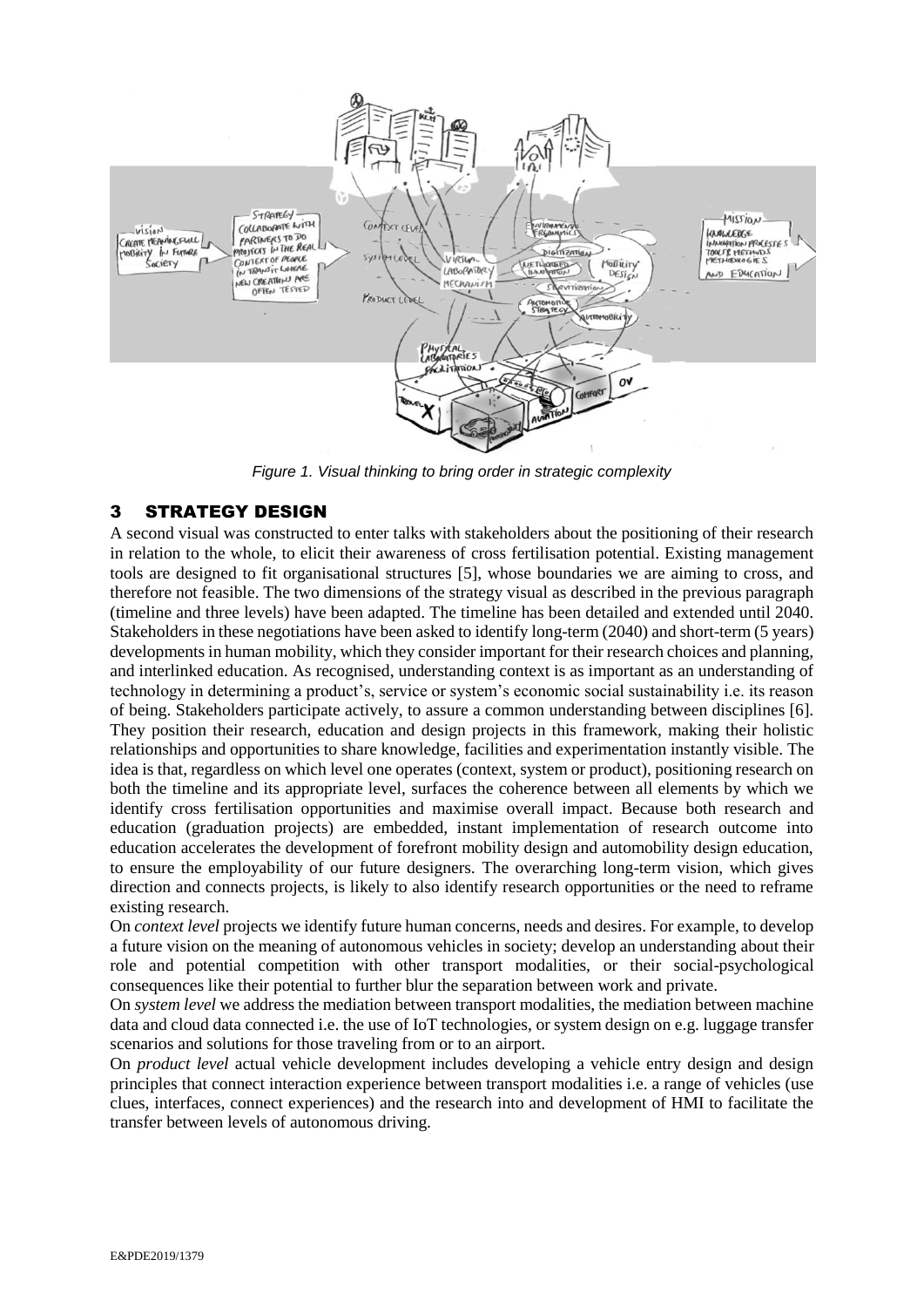*Figure 1. Visual thinking to bring order in strategic complexity*

## 3 STRATEGY DESIGN

A second visual was constructed to enter talks with stakeholders about the positioning of their research in relation to the whole, to elicit their awareness of cross fertilisation potential. Existing management tools are designed to fit organisational structures [5], whose boundaries we are aiming to cross, and therefore not feasible. The two dimensions of the strategy visual as described in the previous paragraph (timeline and three levels) have been adapted. The timeline has been detailed and extended until 2040. Stakeholders in these negotiations have been asked to identify long-term (2040) and short-term (5 years) developments in human mobility, which they consider important for their research choices and planning, and interlinked education. As recognised, understanding context is as important as an understanding of technology in determining a product's, service or system's economic social sustainability i.e. its reason of being. Stakeholders participate actively, to assure a common understanding between disciplines [6]. They position their research, education and design projects in this framework, making their holistic relationships and opportunities to share knowledge, facilities and experimentation instantly visible. The idea is that, regardless on which level one operates (context, system or product), positioning research on both the timeline and its appropriate level, surfaces the coherence between all elements by which we identify cross fertilisation opportunities and maximise overall impact. Because both research and education (graduation projects) are embedded, instant implementation of research outcome into education accelerates the development of forefront mobility design and automobility design education, to ensure the employability of our future designers. The overarching long-term vision, which gives direction and connects projects, is likely to also identify research opportunities or the need to reframe existing research.

On *context level* projects we identify future human concerns, needs and desires. For example, to develop a future vision on the meaning of autonomous vehicles in society; develop an understanding about their role and potential competition with other transport modalities, or their social-psychological consequences like their potential to further blur the separation between work and private.

On *system level* we address the mediation between transport modalities, the mediation between machine data and cloud data connected i.e. the use of IoT technologies, or system design on e.g. luggage transfer scenarios and solutions for those traveling from or to an airport.

On *product level* actual vehicle development includes developing a vehicle entry design and design principles that connect interaction experience between transport modalities i.e. a range of vehicles (use clues, interfaces, connect experiences) and the research into and development of HMI to facilitate the transfer between levels of autonomous driving.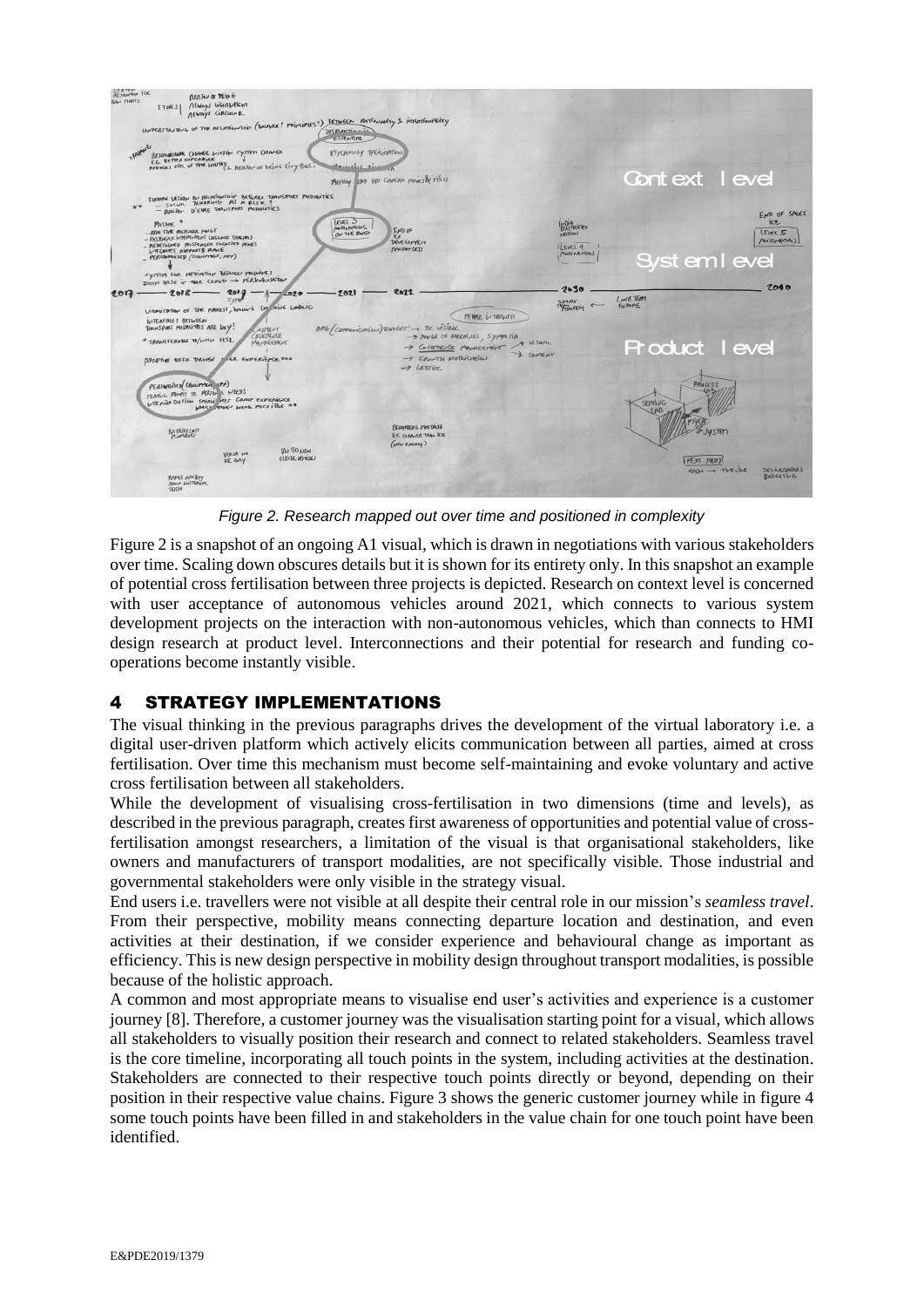*Figure 2. Research mapped out over time and positioned in complexity*

Figure 2 is a snapshot of an ongoing A1 visual, which is drawn in negotiations with various stakeholders over time. Scaling down obscures details but it is shown for its entirety only. In this snapshot an example of potential cross fertilisation between three projects is depicted. Research on context level is concerned with user acceptance of autonomous vehicles around 2021, which connects to various system development projects on the interaction with non-autonomous vehicles, which than connects to HMI design research at product level. Interconnections and their potential for research and funding co-operations become instantly visible.

## 4 STRATEGY IMPLEMENTATIONS

The visual thinking in the previous paragraphs drives the development of the virtual laboratory i.e. a digital user-driven platform which actively elicits communication between all parties, aimed at cross fertilisation. Over time this mechanism must become self-maintaining and evoke voluntary and active cross fertilisation between all stakeholders.

While the development of visualising cross-fertilisation in two dimensions (time and levels), as described in the previous paragraph, creates first awareness of opportunities and potential value of cross-fertilisation amongst researchers, a limitation of the visual is that organisational stakeholders, like owners and manufacturers of transport modalities, are not specifically visible. Those industrial and governmental stakeholders were only visible in the strategy visual.

End users i.e. travellers were not visible at all despite their central role in our mission's *seamless travel*. From their perspective, mobility means connecting departure location and destination, and even activities at their destination, if we consider experience and behavioural change as important as efficiency. This is new design perspective in mobility design throughout transport modalities, is possible because of the holistic approach.

A common and most appropriate means to visualise end user's activities and experience is a customer journey [8]. Therefore, a customer journey was the visualisation starting point for a visual, which allows all stakeholders to visually position their research and connect to related stakeholders. Seamless travel is the core timeline, incorporating all touch points in the system, including activities at the destination. Stakeholders are connected to their respective touch points directly or beyond, depending on their position in their respective value chains. Figure 3 shows the generic customer journey while in figure 4 some touch points have been filled in and stakeholders in the value chain for one touch point have been identified.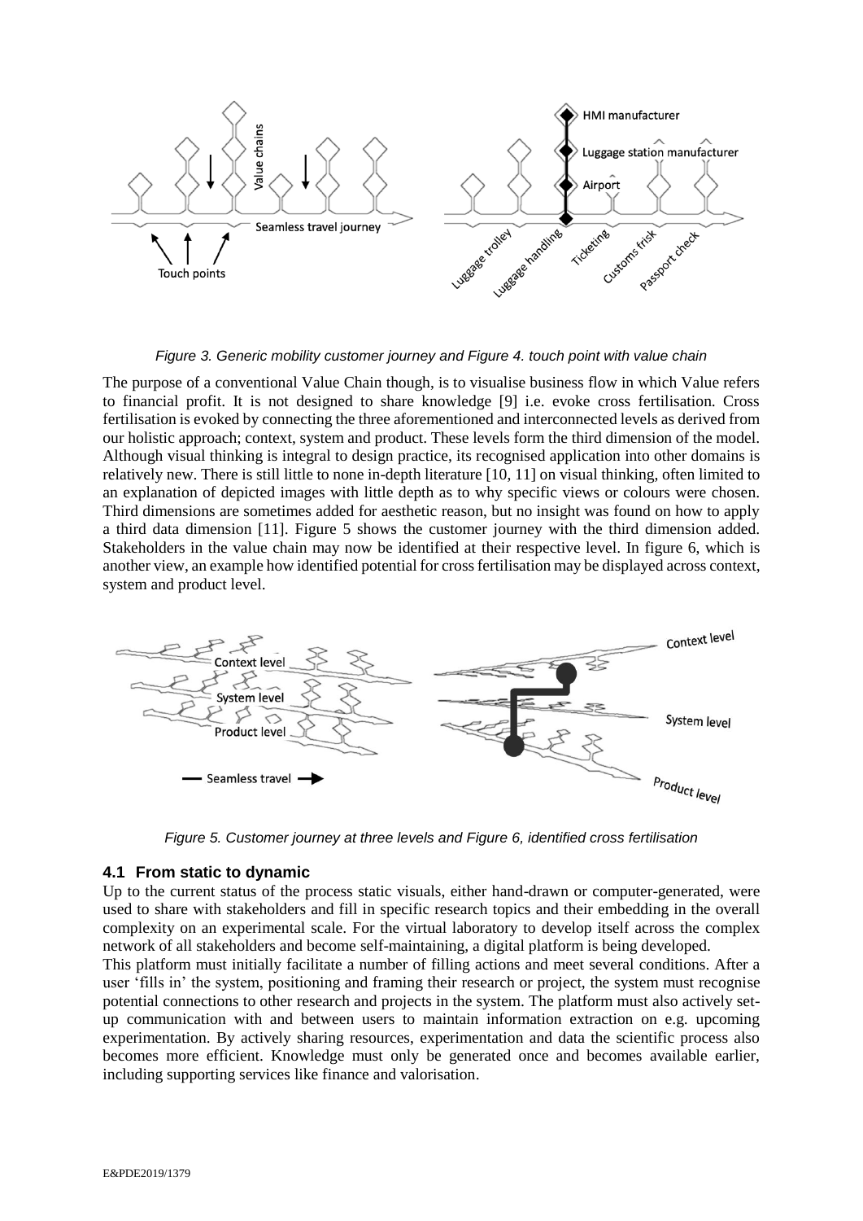*Figure 3. Generic mobility customer journey and Figure 4. touch point with value chain*

The purpose of a conventional Value Chain though, is to visualise business flow in which Value refers to financial profit. It is not designed to share knowledge [9] i.e. evoke cross fertilisation. Cross fertilisation is evoked by connecting the three aforementioned and interconnected levels as derived from our holistic approach; context, system and product. These levels form the third dimension of the model. Although visual thinking is integral to design practice, its recognised application into other domains is relatively new. There is still little to none in-depth literature [10, 11] on visual thinking, often limited to an explanation of depicted images with little depth as to why specific views or colours were chosen. Third dimensions are sometimes added for aesthetic reason, but no insight was found on how to apply a third data dimension [11]. Figure 5 shows the customer journey with the third dimension added. Stakeholders in the value chain may now be identified at their respective level. In figure 6, which is another view, an example how identified potential for cross fertilisation may be displayed across context, system and product level.

*Figure 5. Customer journey at three levels and Figure 6, identified cross fertilisation*

### 4.1 From static to dynamic

Up to the current status of the process static visuals, either hand-drawn or computer-generated, were used to share with stakeholders and fill in specific research topics and their embedding in the overall complexity on an experimental scale. For the virtual laboratory to develop itself across the complex network of all stakeholders and become self-maintaining, a digital platform is being developed.

This platform must initially facilitate a number of filling actions and meet several conditions. After a user 'fills in' the system, positioning and framing their research or project, the system must recognise potential connections to other research and projects in the system. The platform must also actively set-up communication with and between users to maintain information extraction on e.g. upcoming experimentation. By actively sharing resources, experimentation and data the scientific process also becomes more efficient. Knowledge must only be generated once and becomes available earlier, including supporting services like finance and valorisation.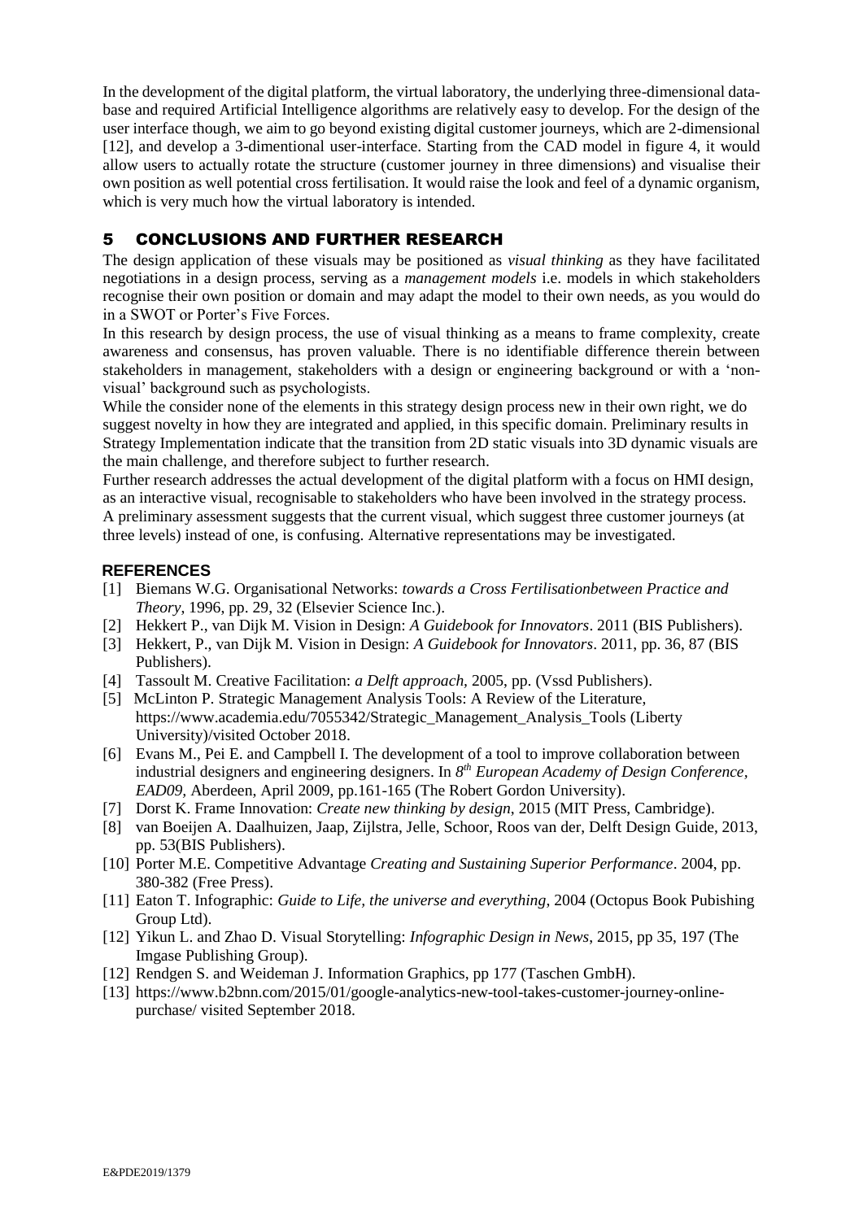In the development of the digital platform, the virtual laboratory, the underlying three-dimensional data-base and required Artificial Intelligence algorithms are relatively easy to develop. For the design of the user interface though, we aim to go beyond existing digital customer journeys, which are 2-dimensional [12], and develop a 3-dimentional user-interface. Starting from the CAD model in figure 4, it would allow users to actually rotate the structure (customer journey in three dimensions) and visualise their own position as well potential cross fertilisation. It would raise the look and feel of a dynamic organism, which is very much how the virtual laboratory is intended.

## 5 CONCLUSIONS AND FURTHER RESEARCH

The design application of these visuals may be positioned as *visual thinking* as they have facilitated negotiations in a design process, serving as a *management models* i.e. models in which stakeholders recognise their own position or domain and may adapt the model to their own needs, as you would do in a SWOT or Porter's Five Forces.

In this research by design process, the use of visual thinking as a means to frame complexity, create awareness and consensus, has proven valuable. There is no identifiable difference therein between stakeholders in management, stakeholders with a design or engineering background or with a 'non-visual' background such as psychologists.

While the consider none of the elements in this strategy design process new in their own right, we do suggest novelty in how they are integrated and applied, in this specific domain. Preliminary results in Strategy Implementation indicate that the transition from 2D static visuals into 3D dynamic visuals are the main challenge, and therefore subject to further research.

Further research addresses the actual development of the digital platform with a focus on HMI design, as an interactive visual, recognisable to stakeholders who have been involved in the strategy process. A preliminary assessment suggests that the current visual, which suggest three customer journeys (at three levels) instead of one, is confusing. Alternative representations may be investigated.

### REFERENCES

[1] Biemans W.G. Organisational Networks: *towards a Cross Fertilisationbetween Practice and Theory*, 1996, pp. 29, 32 (Elsevier Science Inc.).

[2] Hekkert P., van Dijk M. Vision in Design: *A Guidebook for Innovators*. 2011 (BIS Publishers).

[3] Hekkert, P., van Dijk M. Vision in Design: *A Guidebook for Innovators*. 2011, pp. 36, 87 (BIS Publishers).

[4] Tassoult M. Creative Facilitation: *a Delft approach*, 2005, pp. (Vssd Publishers).

[5] McLinton P. Strategic Management Analysis Tools: A Review of the Literature, https://www.academia.edu/7055342/Strategic_Management_Analysis_Tools (Liberty University)/visited October 2018.

[6] Evans M., Pei E. and Campbell I. The development of a tool to improve collaboration between industrial designers and engineering designers. In *8th European Academy of Design Conference, EAD09*, Aberdeen, April 2009, pp.161-165 (The Robert Gordon University).

[7] Dorst K. Frame Innovation: *Create new thinking by design*, 2015 (MIT Press, Cambridge).

[8] van Boeijen A. Daalhuizen, Jaap, Zijlstra, Jelle, Schoor, Roos van der, Delft Design Guide, 2013, pp. 53(BIS Publishers).

[10] Porter M.E. Competitive Advantage *Creating and Sustaining Superior Performance*. 2004, pp. 380-382 (Free Press).

[11] Eaton T. Infographic: *Guide to Life, the universe and everything*, 2004 (Octopus Book Pubishing Group Ltd).

[12] Yikun L. and Zhao D. Visual Storytelling: *Infographic Design in News*, 2015, pp 35, 197 (The Imgase Publishing Group).

[12] Rendgen S. and Weideman J. Information Graphics, pp 177 (Taschen GmbH).

[13] https://www.b2bnn.com/2015/01/google-analytics-new-tool-takes-customer-journey-online-purchase/ visited September 2018.